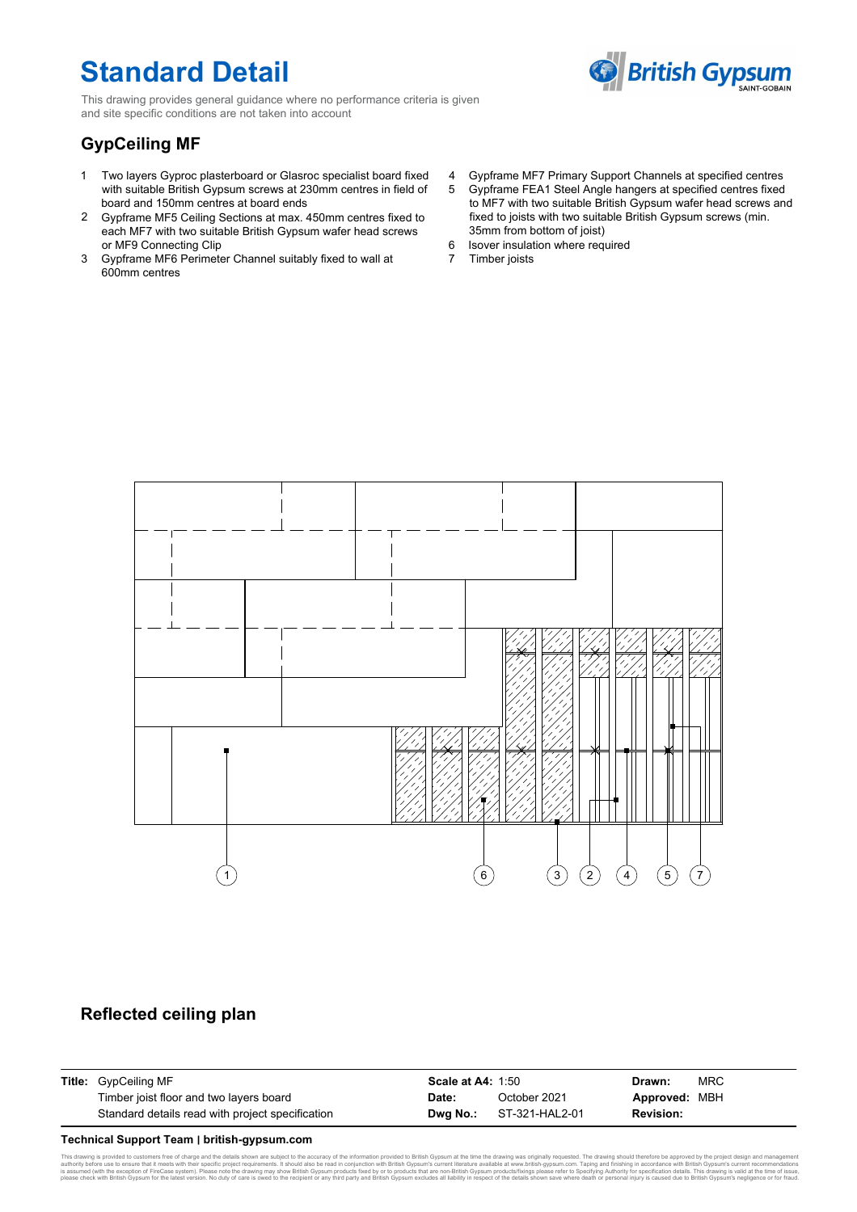# Standard Detail

This drawing provides general guidance where no performance criteria is given and site specific conditions are not taken into account

British Gypsum SAINT-GOBAIN

## GypCeiling MF

1. Two layers Gyproc plasterboard or Glasroc specialist board fixed with suitable British Gypsum screws at 230mm centres in field of board and 150mm centres at board ends
2. Gypframe MF5 Ceiling Sections at max. 450mm centres fixed to each MF7 with two suitable British Gypsum wafer head screws or MF9 Connecting Clip
3. Gypframe MF6 Perimeter Channel suitably fixed to wall at 600mm centres
4. Gypframe MF7 Primary Support Channels at specified centres
5. Gypframe FEA1 Steel Angle hangers at specified centres fixed to MF7 with two suitable British Gypsum wafer head screws and fixed to joists with two suitable British Gypsum screws (min. 35mm from bottom of joist)
6. Isover insulation where required
7. Timber joists

1 6 3 2 4 5 7

## Reflected ceiling plan

| **Title:** | GypCeiling MF | **Scale at A4:** | 1:50 | **Drawn:** | MRC |
|---|---|---|---|---|---|
| | Timber joist floor and two layers board | **Date:** | October 2021 | **Approved:** | MBH |
| | Standard details read with project specification | **Dwg No.:** | ST-321-HAL2-01 | **Revision:** | |

**Technical Support Team | british-gypsum.com**

This drawing is provided to customers free of charge and the details shown are subject to the accuracy of the information provided to British Gypsum at the time the drawing was originally requested. The drawing should therefore be approved by the project design and management authority before use to ensure that it meets with their specific project requirements. It should also be read in conjunction with British Gypsum's current literature available at www.british-gypsum.com. Taping and finishing in accordance with British Gypsum's current recommendations is assumed (with the exception of FireCase system). Please note the drawing may show British Gypsum products fixed by or to products that are non-British Gypsum products/fixings please refer to Specifying Authority for specification details. This drawing is valid at the time of issue, please check with British Gypsum for the latest version. No duty of care is owed to the recipient or any third party and British Gypsum excludes all liability in respect of the details shown save where death or personal injury is caused due to British Gypsum's negligence or for fraud.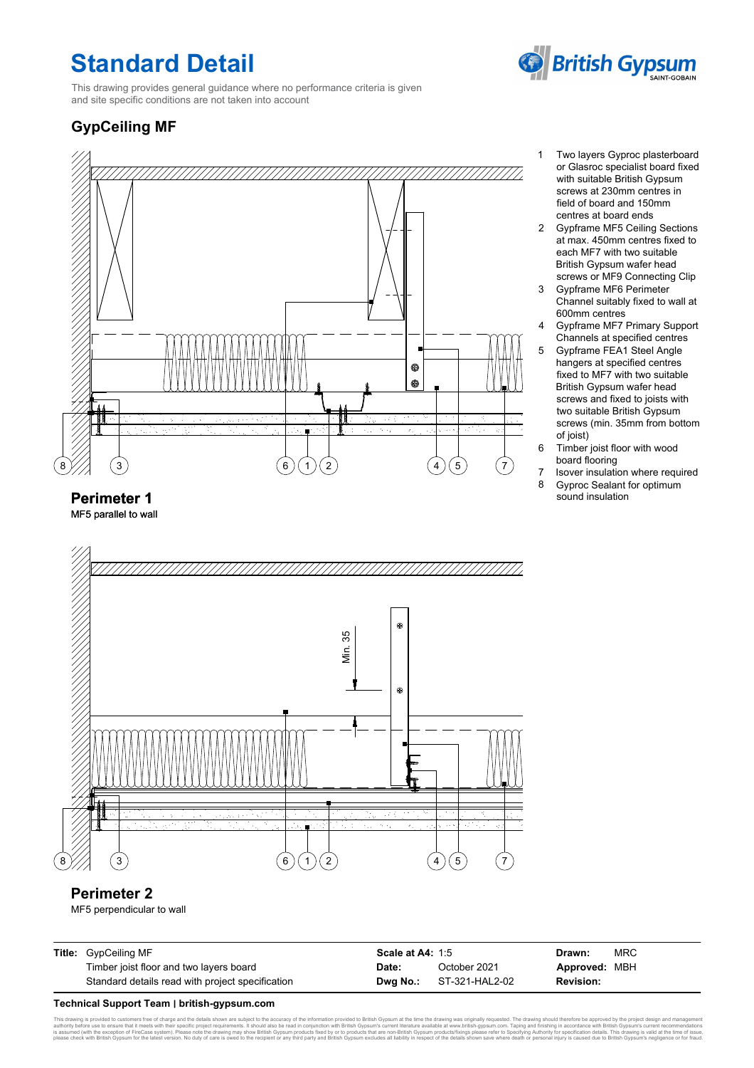# Standard Detail

This drawing provides general guidance where no performance criteria is given and site specific conditions are not taken into account

## GypCeiling MF

8 3 6 1 2 4 5 7

### Perimeter 1

MF5 parallel to wall

Min. 35

8 3 6 1 2 4 5 7

### Perimeter 2

MF5 perpendicular to wall

1. Two layers Gyproc plasterboard or Glasroc specialist board fixed with suitable British Gypsum screws at 230mm centres in field of board and 150mm centres at board ends
2. Gypframe MF5 Ceiling Sections at max. 450mm centres fixed to each MF7 with two suitable British Gypsum wafer head screws or MF9 Connecting Clip
3. Gypframe MF6 Perimeter Channel suitably fixed to wall at 600mm centres
4. Gypframe MF7 Primary Support Channels at specified centres
5. Gypframe FEA1 Steel Angle hangers at specified centres fixed to MF7 with two suitable British Gypsum wafer head screws and fixed to joists with two suitable British Gypsum screws (min. 35mm from bottom of joist)
6. Timber joist floor with wood board flooring
7. Isover insulation where required
8. Gyproc Sealant for optimum sound insulation

| | | | | | |
|---|---|---|---|---|---|
| **Title:** | GypCeiling MF | **Scale at A4:** | 1:5 | **Drawn:** | MRC |
| | Timber joist floor and two layers board | **Date:** | October 2021 | **Approved:** | MBH |
| | Standard details read with project specification | **Dwg No.:** | ST-321-HAL2-02 | **Revision:** | |

**Technical Support Team | british-gypsum.com**

This drawing is provided to customers free of charge and the details shown are subject to the accuracy of the information provided to British Gypsum at the time the drawing was originally requested. The drawing should therefore be approved by the project design and management authority before use to ensure that it meets with their specific project requirements. It should also be read in conjunction with British Gypsum's current literature available at www.british-gypsum.com. Taping and finishing in accordance with British Gypsum's current recommendations is assumed (with the exception of FireCase system). Please note the drawing may show British Gypsum products fixed by or to products that are non-British Gypsum products/fixings please refer to Specifying Authority for specification details. This drawing is valid at the time of issue, please check with British Gypsum for the latest version. No duty of care is owed to the recipient or any third party and British Gypsum excludes all liability in respect of the details shown save where death or personal injury is caused due to British Gypsum's negligence or for fraud.